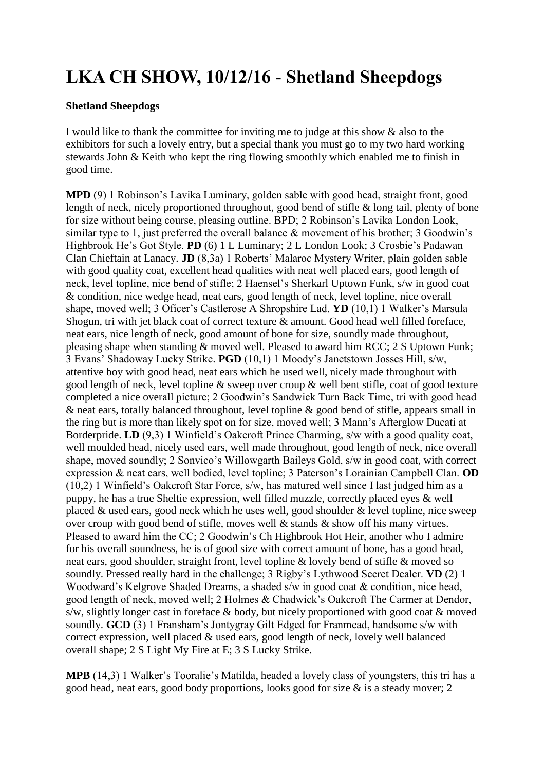# LKA CH SHOW, 10/12/16 - Shetland Sheepdogs

**Shetland Sheepdogs**

I would like to thank the committee for inviting me to judge at this show & also to the exhibitors for such a lovely entry, but a special thank you must go to my two hard working stewards John & Keith who kept the ring flowing smoothly which enabled me to finish in good time.

**MPD** (9) 1 Robinson's Lavika Luminary, golden sable with good head, straight front, good length of neck, nicely proportioned throughout, good bend of stifle & long tail, plenty of bone for size without being course, pleasing outline. BPD; 2 Robinson's Lavika London Look, similar type to 1, just preferred the overall balance & movement of his brother; 3 Goodwin's Highbrook He's Got Style. **PD** (6) 1 L Luminary; 2 L London Look; 3 Crosbie's Padawan Clan Chieftain at Lanacy. **JD** (8,3a) 1 Roberts' Malaroc Mystery Writer, plain golden sable with good quality coat, excellent head qualities with neat well placed ears, good length of neck, level topline, nice bend of stifle; 2 Haensel's Sherkarl Uptown Funk, s/w in good coat & condition, nice wedge head, neat ears, good length of neck, level topline, nice overall shape, moved well; 3 Oficer's Castlerose A Shropshire Lad. **YD** (10,1) 1 Walker's Marsula Shogun, tri with jet black coat of correct texture & amount. Good head well filled foreface, neat ears, nice length of neck, good amount of bone for size, soundly made throughout, pleasing shape when standing & moved well. Pleased to award him RCC; 2 S Uptown Funk; 3 Evans' Shadoway Lucky Strike. **PGD** (10,1) 1 Moody's Janetstown Josses Hill, s/w, attentive boy with good head, neat ears which he used well, nicely made throughout with good length of neck, level topline & sweep over croup & well bent stifle, coat of good texture completed a nice overall picture; 2 Goodwin's Sandwick Turn Back Time, tri with good head & neat ears, totally balanced throughout, level topline & good bend of stifle, appears small in the ring but is more than likely spot on for size, moved well; 3 Mann's Afterglow Ducati at Borderpride. **LD** (9,3) 1 Winfield's Oakcroft Prince Charming, s/w with a good quality coat, well moulded head, nicely used ears, well made throughout, good length of neck, nice overall shape, moved soundly; 2 Sonvico's Willowgarth Baileys Gold, s/w in good coat, with correct expression & neat ears, well bodied, level topline; 3 Paterson's Lorainian Campbell Clan. **OD** (10,2) 1 Winfield's Oakcroft Star Force, s/w, has matured well since I last judged him as a puppy, he has a true Sheltie expression, well filled muzzle, correctly placed eyes & well placed & used ears, good neck which he uses well, good shoulder & level topline, nice sweep over croup with good bend of stifle, moves well & stands & show off his many virtues. Pleased to award him the CC; 2 Goodwin's Ch Highbrook Hot Heir, another who I admire for his overall soundness, he is of good size with correct amount of bone, has a good head, neat ears, good shoulder, straight front, level topline & lovely bend of stifle & moved so soundly. Pressed really hard in the challenge; 3 Rigby's Lythwood Secret Dealer. **VD** (2) 1 Woodward's Kelgrove Shaded Dreams, a shaded s/w in good coat & condition, nice head, good length of neck, moved well; 2 Holmes & Chadwick's Oakcroft The Carmer at Dendor, s/w, slightly longer cast in foreface & body, but nicely proportioned with good coat & moved soundly. **GCD** (3) 1 Fransham's Jontygray Gilt Edged for Franmead, handsome s/w with correct expression, well placed & used ears, good length of neck, lovely well balanced overall shape; 2 S Light My Fire at E; 3 S Lucky Strike.

**MPB** (14,3) 1 Walker's Tooralie's Matilda, headed a lovely class of youngsters, this tri has a good head, neat ears, good body proportions, looks good for size & is a steady mover; 2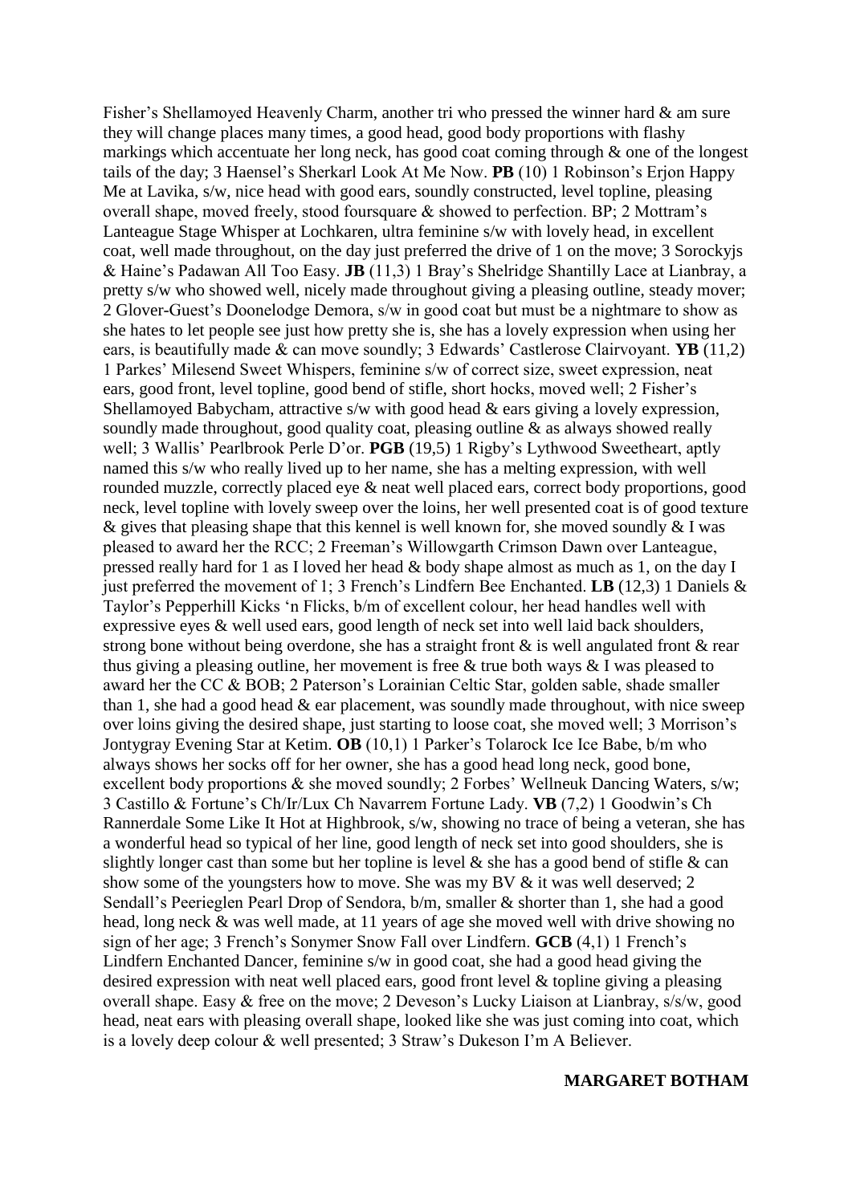Fisher's Shellamoyed Heavenly Charm, another tri who pressed the winner hard & am sure they will change places many times, a good head, good body proportions with flashy markings which accentuate her long neck, has good coat coming through & one of the longest tails of the day; 3 Haensel's Sherkarl Look At Me Now. **PB** (10) 1 Robinson's Erjon Happy Me at Lavika, s/w, nice head with good ears, soundly constructed, level topline, pleasing overall shape, moved freely, stood foursquare & showed to perfection. BP; 2 Mottram's Lanteague Stage Whisper at Lochkaren, ultra feminine s/w with lovely head, in excellent coat, well made throughout, on the day just preferred the drive of 1 on the move; 3 Sorockyjs & Haine's Padawan All Too Easy. **JB** (11,3) 1 Bray's Shelridge Shantilly Lace at Lianbray, a pretty s/w who showed well, nicely made throughout giving a pleasing outline, steady mover; 2 Glover-Guest's Doonelodge Demora, s/w in good coat but must be a nightmare to show as she hates to let people see just how pretty she is, she has a lovely expression when using her ears, is beautifully made & can move soundly; 3 Edwards' Castlerose Clairvoyant. **YB** (11,2) 1 Parkes' Milesend Sweet Whispers, feminine s/w of correct size, sweet expression, neat ears, good front, level topline, good bend of stifle, short hocks, moved well; 2 Fisher's Shellamoyed Babycham, attractive s/w with good head & ears giving a lovely expression, soundly made throughout, good quality coat, pleasing outline & as always showed really well; 3 Wallis' Pearlbrook Perle D'or. **PGB** (19,5) 1 Rigby's Lythwood Sweetheart, aptly named this s/w who really lived up to her name, she has a melting expression, with well rounded muzzle, correctly placed eye & neat well placed ears, correct body proportions, good neck, level topline with lovely sweep over the loins, her well presented coat is of good texture & gives that pleasing shape that this kennel is well known for, she moved soundly & I was pleased to award her the RCC; 2 Freeman's Willowgarth Crimson Dawn over Lanteague, pressed really hard for 1 as I loved her head & body shape almost as much as 1, on the day I just preferred the movement of 1; 3 French's Lindfern Bee Enchanted. **LB** (12,3) 1 Daniels & Taylor's Pepperhill Kicks 'n Flicks, b/m of excellent colour, her head handles well with expressive eyes & well used ears, good length of neck set into well laid back shoulders, strong bone without being overdone, she has a straight front & is well angulated front & rear thus giving a pleasing outline, her movement is free & true both ways & I was pleased to award her the CC & BOB; 2 Paterson's Lorainian Celtic Star, golden sable, shade smaller than 1, she had a good head & ear placement, was soundly made throughout, with nice sweep over loins giving the desired shape, just starting to loose coat, she moved well; 3 Morrison's Jontygray Evening Star at Ketim. **OB** (10,1) 1 Parker's Tolarock Ice Ice Babe, b/m who always shows her socks off for her owner, she has a good head long neck, good bone, excellent body proportions & she moved soundly; 2 Forbes' Wellneuk Dancing Waters, s/w; 3 Castillo & Fortune's Ch/Ir/Lux Ch Navarrem Fortune Lady. **VB** (7,2) 1 Goodwin's Ch Rannerdale Some Like It Hot at Highbrook, s/w, showing no trace of being a veteran, she has a wonderful head so typical of her line, good length of neck set into good shoulders, she is slightly longer cast than some but her topline is level & she has a good bend of stifle & can show some of the youngsters how to move. She was my BV & it was well deserved; 2 Sendall's Peerieglen Pearl Drop of Sendora, b/m, smaller & shorter than 1, she had a good head, long neck & was well made, at 11 years of age she moved well with drive showing no sign of her age; 3 French's Sonymer Snow Fall over Lindfern. **GCB** (4,1) 1 French's Lindfern Enchanted Dancer, feminine s/w in good coat, she had a good head giving the desired expression with neat well placed ears, good front level & topline giving a pleasing overall shape. Easy & free on the move; 2 Deveson's Lucky Liaison at Lianbray, s/s/w, good head, neat ears with pleasing overall shape, looked like she was just coming into coat, which is a lovely deep colour & well presented; 3 Straw's Dukeson I'm A Believer.

**MARGARET BOTHAM**